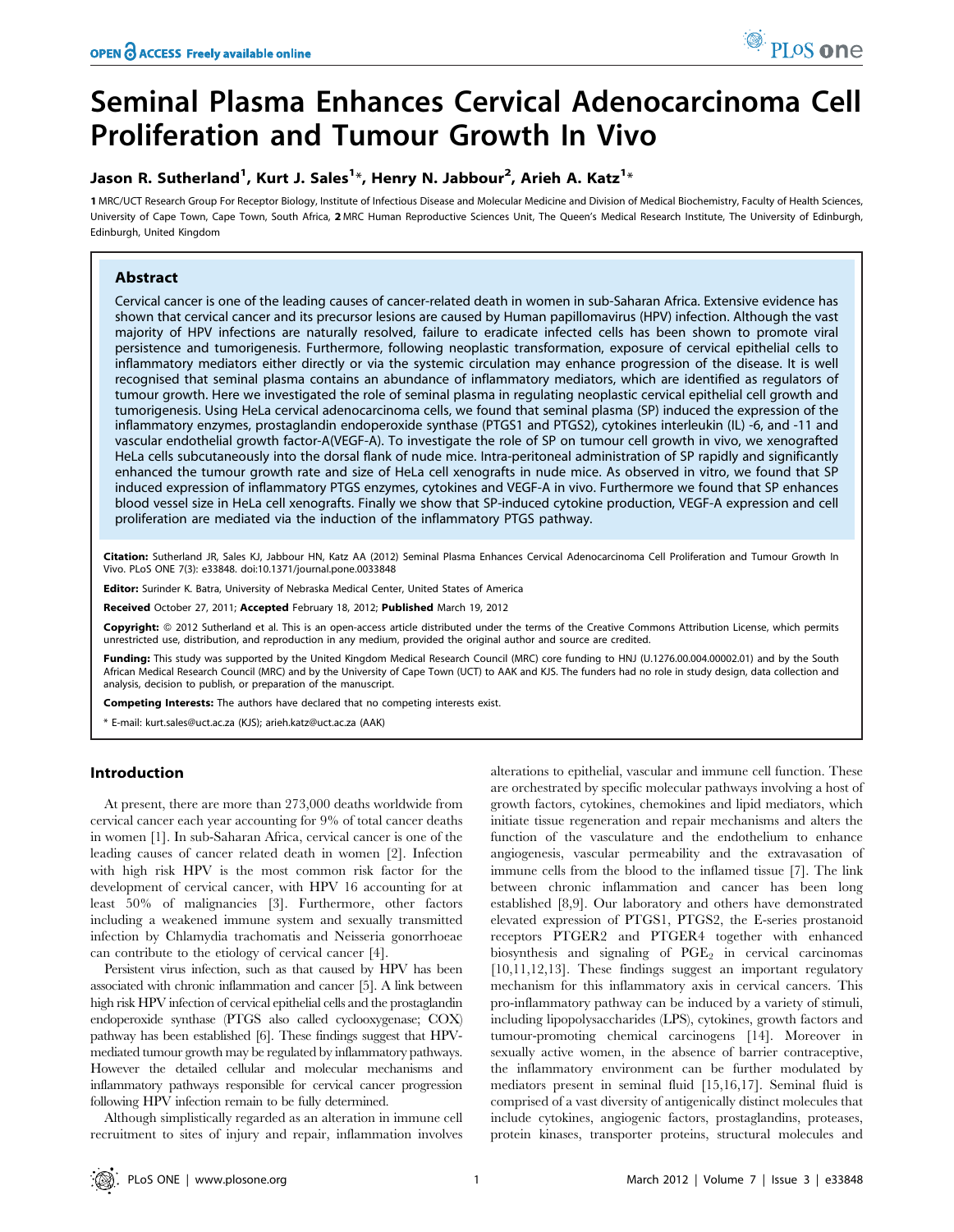# Seminal Plasma Enhances Cervical Adenocarcinoma Cell Proliferation and Tumour Growth In Vivo

**Jason R. Sutherland[1], Kurt J. Sales[1]*, Henry N. Jabbour[2], Arieh A. Katz[1]***

**1** MRC/UCT Research Group For Receptor Biology, Institute of Infectious Disease and Molecular Medicine and Division of Medical Biochemistry, Faculty of Health Sciences, University of Cape Town, Cape Town, South Africa, **2** MRC Human Reproductive Sciences Unit, The Queen's Medical Research Institute, The University of Edinburgh, Edinburgh, United Kingdom

## Abstract

Cervical cancer is one of the leading causes of cancer-related death in women in sub-Saharan Africa. Extensive evidence has shown that cervical cancer and its precursor lesions are caused by Human papillomavirus (HPV) infection. Although the vast majority of HPV infections are naturally resolved, failure to eradicate infected cells has been shown to promote viral persistence and tumorigenesis. Furthermore, following neoplastic transformation, exposure of cervical epithelial cells to inflammatory mediators either directly or via the systemic circulation may enhance progression of the disease. It is well recognised that seminal plasma contains an abundance of inflammatory mediators, which are identified as regulators of tumour growth. Here we investigated the role of seminal plasma in regulating neoplastic cervical epithelial cell growth and tumorigenesis. Using HeLa cervical adenocarcinoma cells, we found that seminal plasma (SP) induced the expression of the inflammatory enzymes, prostaglandin endoperoxide synthase (PTGS1 and PTGS2), cytokines interleukin (IL) -6, and -11 and vascular endothelial growth factor-A(VEGF-A). To investigate the role of SP on tumour cell growth in vivo, we xenografted HeLa cells subcutaneously into the dorsal flank of nude mice. Intra-peritoneal administration of SP rapidly and significantly enhanced the tumour growth rate and size of HeLa cell xenografts in nude mice. As observed in vitro, we found that SP induced expression of inflammatory PTGS enzymes, cytokines and VEGF-A in vivo. Furthermore we found that SP enhances blood vessel size in HeLa cell xenografts. Finally we show that SP-induced cytokine production, VEGF-A expression and cell proliferation are mediated via the induction of the inflammatory PTGS pathway.

**Citation:** Sutherland JR, Sales KJ, Jabbour HN, Katz AA (2012) Seminal Plasma Enhances Cervical Adenocarcinoma Cell Proliferation and Tumour Growth In Vivo. PLoS ONE 7(3): e33848. doi:10.1371/journal.pone.0033848

**Editor:** Surinder K. Batra, University of Nebraska Medical Center, United States of America

**Received** October 27, 2011; **Accepted** February 18, 2012; **Published** March 19, 2012

**Copyright:** © 2012 Sutherland et al. This is an open-access article distributed under the terms of the Creative Commons Attribution License, which permits unrestricted use, distribution, and reproduction in any medium, provided the original author and source are credited.

**Funding:** This study was supported by the United Kingdom Medical Research Council (MRC) core funding to HNJ (U.1276.00.004.00002.01) and by the South African Medical Research Council (MRC) and by the University of Cape Town (UCT) to AAK and KJS. The funders had no role in study design, data collection and analysis, decision to publish, or preparation of the manuscript.

**Competing Interests:** The authors have declared that no competing interests exist.

\* E-mail: kurt.sales@uct.ac.za (KJS); arieh.katz@uct.ac.za (AAK)

## Introduction

At present, there are more than 273,000 deaths worldwide from cervical cancer each year accounting for 9% of total cancer deaths in women [1]. In sub-Saharan Africa, cervical cancer is one of the leading causes of cancer related death in women [2]. Infection with high risk HPV is the most common risk factor for the development of cervical cancer, with HPV 16 accounting for at least 50% of malignancies [3]. Furthermore, other factors including a weakened immune system and sexually transmitted infection by Chlamydia trachomatis and Neisseria gonorrhoeae can contribute to the etiology of cervical cancer [4].

Persistent virus infection, such as that caused by HPV has been associated with chronic inflammation and cancer [5]. A link between high risk HPV infection of cervical epithelial cells and the prostaglandin endoperoxide synthase (PTGS also called cyclooxygenase; COX) pathway has been established [6]. These findings suggest that HPV-mediated tumour growth may be regulated by inflammatory pathways. However the detailed cellular and molecular mechanisms and inflammatory pathways responsible for cervical cancer progression following HPV infection remain to be fully determined.

Although simplistically regarded as an alteration in immune cell recruitment to sites of injury and repair, inflammation involves alterations to epithelial, vascular and immune cell function. These are orchestrated by specific molecular pathways involving a host of growth factors, cytokines, chemokines and lipid mediators, which initiate tissue regeneration and repair mechanisms and alters the function of the vasculature and the endothelium to enhance angiogenesis, vascular permeability and the extravasation of immune cells from the blood to the inflamed tissue [7]. The link between chronic inflammation and cancer has been long established [8,9]. Our laboratory and others have demonstrated elevated expression of PTGS1, PTGS2, the E-series prostanoid receptors PTGER2 and PTGER4 together with enhanced biosynthesis and signaling of $PGE_2$ in cervical carcinomas [10,11,12,13]. These findings suggest an important regulatory mechanism for this inflammatory axis in cervical cancers. This pro-inflammatory pathway can be induced by a variety of stimuli, including lipopolysaccharides (LPS), cytokines, growth factors and tumour-promoting chemical carcinogens [14]. Moreover in sexually active women, in the absence of barrier contraceptive, the inflammatory environment can be further modulated by mediators present in seminal fluid [15,16,17]. Seminal fluid is comprised of a vast diversity of antigenically distinct molecules that include cytokines, angiogenic factors, prostaglandins, proteases, protein kinases, transporter proteins, structural molecules and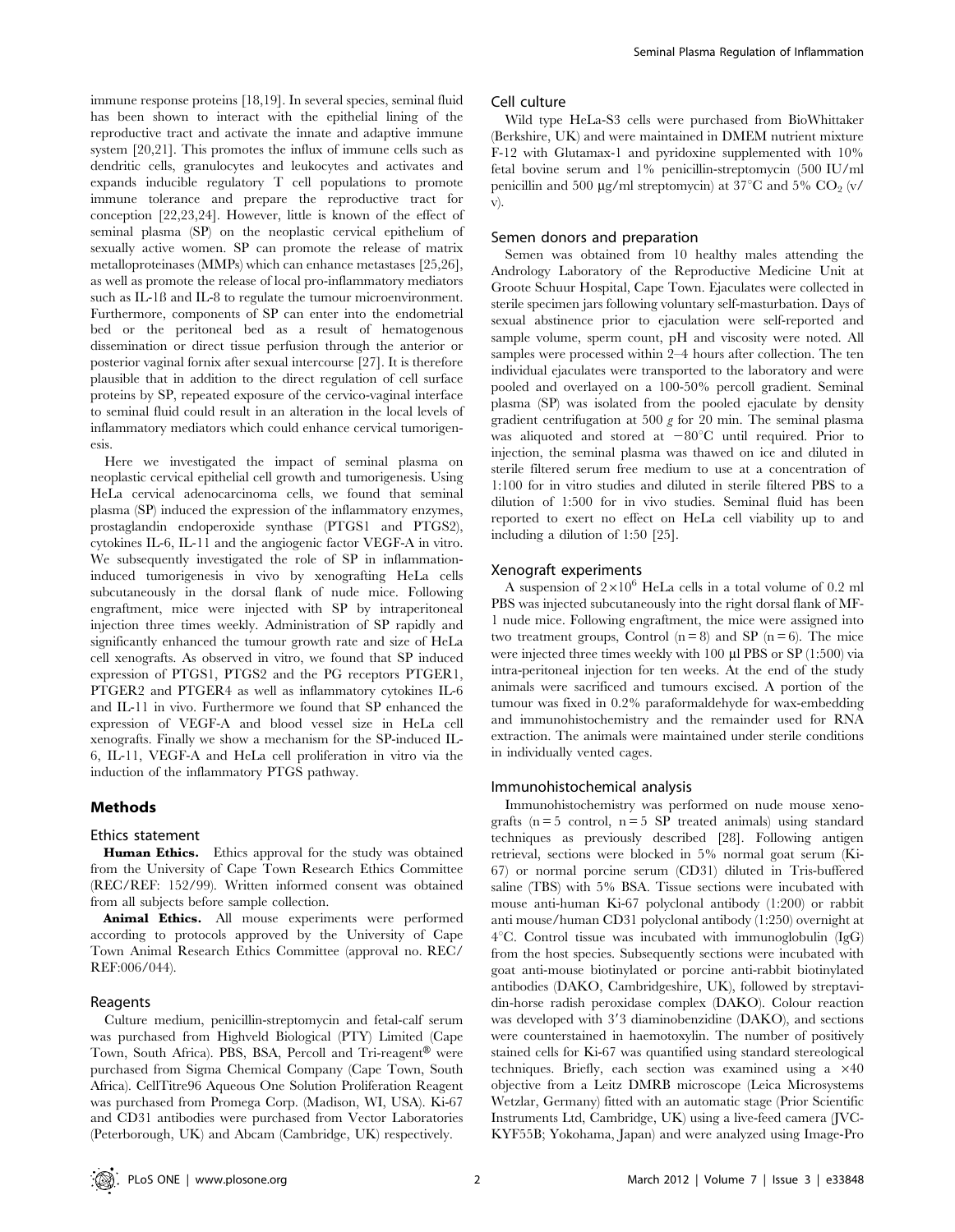immune response proteins [18,19]. In several species, seminal fluid has been shown to interact with the epithelial lining of the reproductive tract and activate the innate and adaptive immune system [20,21]. This promotes the influx of immune cells such as dendritic cells, granulocytes and leukocytes and activates and expands inducible regulatory T cell populations to promote immune tolerance and prepare the reproductive tract for conception [22,23,24]. However, little is known of the effect of seminal plasma (SP) on the neoplastic cervical epithelium of sexually active women. SP can promote the release of matrix metalloproteinases (MMPs) which can enhance metastases [25,26], as well as promote the release of local pro-inflammatory mediators such as IL-1ß and IL-8 to regulate the tumour microenvironment. Furthermore, components of SP can enter into the endometrial bed or the peritoneal bed as a result of hematogenous dissemination or direct tissue perfusion through the anterior or posterior vaginal fornix after sexual intercourse [27]. It is therefore plausible that in addition to the direct regulation of cell surface proteins by SP, repeated exposure of the cervico-vaginal interface to seminal fluid could result in an alteration in the local levels of inflammatory mediators which could enhance cervical tumorigenesis.

Here we investigated the impact of seminal plasma on neoplastic cervical epithelial cell growth and tumorigenesis. Using HeLa cervical adenocarcinoma cells, we found that seminal plasma (SP) induced the expression of the inflammatory enzymes, prostaglandin endoperoxide synthase (PTGS1 and PTGS2), cytokines IL-6, IL-11 and the angiogenic factor VEGF-A in vitro. We subsequently investigated the role of SP in inflammation-induced tumorigenesis in vivo by xenografting HeLa cells subcutaneously in the dorsal flank of nude mice. Following engraftment, mice were injected with SP by intraperitoneal injection three times weekly. Administration of SP rapidly and significantly enhanced the tumour growth rate and size of HeLa cell xenografts. As observed in vitro, we found that SP induced expression of PTGS1, PTGS2 and the PG receptors PTGER1, PTGER2 and PTGER4 as well as inflammatory cytokines IL-6 and IL-11 in vivo. Furthermore we found that SP enhanced the expression of VEGF-A and blood vessel size in HeLa cell xenografts. Finally we show a mechanism for the SP-induced IL-6, IL-11, VEGF-A and HeLa cell proliferation in vitro via the induction of the inflammatory PTGS pathway.

## Methods

### Ethics statement

**Human Ethics.** Ethics approval for the study was obtained from the University of Cape Town Research Ethics Committee (REC/REF: 152/99). Written informed consent was obtained from all subjects before sample collection.

**Animal Ethics.** All mouse experiments were performed according to protocols approved by the University of Cape Town Animal Research Ethics Committee (approval no. REC/REF:006/044).

### Reagents

Culture medium, penicillin-streptomycin and fetal-calf serum was purchased from Highveld Biological (PTY) Limited (Cape Town, South Africa). PBS, BSA, Percoll and Tri-reagent® were purchased from Sigma Chemical Company (Cape Town, South Africa). CellTitre96 Aqueous One Solution Proliferation Reagent was purchased from Promega Corp. (Madison, WI, USA). Ki-67 and CD31 antibodies were purchased from Vector Laboratories (Peterborough, UK) and Abcam (Cambridge, UK) respectively.

### Cell culture

Wild type HeLa-S3 cells were purchased from BioWhittaker (Berkshire, UK) and were maintained in DMEM nutrient mixture F-12 with Glutamax-1 and pyridoxine supplemented with 10% fetal bovine serum and 1% penicillin-streptomycin (500 IU/ml penicillin and 500 µg/ml streptomycin) at 37°C and 5% $CO_2$ (v/v).

### Semen donors and preparation

Semen was obtained from 10 healthy males attending the Andrology Laboratory of the Reproductive Medicine Unit at Groote Schuur Hospital, Cape Town. Ejaculates were collected in sterile specimen jars following voluntary self-masturbation. Days of sexual abstinence prior to ejaculation were self-reported and sample volume, sperm count, pH and viscosity were noted. All samples were processed within 2–4 hours after collection. The ten individual ejaculates were transported to the laboratory and were pooled and overlayed on a 100-50% percoll gradient. Seminal plasma (SP) was isolated from the pooled ejaculate by density gradient centrifugation at 500 *g* for 20 min. The seminal plasma was aliquoted and stored at −80°C until required. Prior to injection, the seminal plasma was thawed on ice and diluted in sterile filtered serum free medium to use at a concentration of 1:100 for in vitro studies and diluted in sterile filtered PBS to a dilution of 1:500 for in vivo studies. Seminal fluid has been reported to exert no effect on HeLa cell viability up to and including a dilution of 1:50 [25].

### Xenograft experiments

A suspension of $2\times10^6$ HeLa cells in a total volume of 0.2 ml PBS was injected subcutaneously into the right dorsal flank of MF-1 nude mice. Following engraftment, the mice were assigned into two treatment groups, Control (n = 8) and SP (n = 6). The mice were injected three times weekly with 100 µl PBS or SP (1:500) via intra-peritoneal injection for ten weeks. At the end of the study animals were sacrificed and tumours excised. A portion of the tumour was fixed in 0.2% paraformaldehyde for wax-embedding and immunohistochemistry and the remainder used for RNA extraction. The animals were maintained under sterile conditions in individually vented cages.

### Immunohistochemical analysis

Immunohistochemistry was performed on nude mouse xenografts (n = 5 control, n = 5 SP treated animals) using standard techniques as previously described [28]. Following antigen retrieval, sections were blocked in 5% normal goat serum (Ki-67) or normal porcine serum (CD31) diluted in Tris-buffered saline (TBS) with 5% BSA. Tissue sections were incubated with mouse anti-human Ki-67 polyclonal antibody (1:200) or rabbit anti mouse/human CD31 polyclonal antibody (1:250) overnight at 4°C. Control tissue was incubated with immunoglobulin (IgG) from the host species. Subsequently sections were incubated with goat anti-mouse biotinylated or porcine anti-rabbit biotinylated antibodies (DAKO, Cambridgeshire, UK), followed by streptavidin-horse radish peroxidase complex (DAKO). Colour reaction was developed with 3′3 diaminobenzidine (DAKO), and sections were counterstained in haemotoxylin. The number of positively stained cells for Ki-67 was quantified using standard stereological techniques. Briefly, each section was examined using a ×40 objective from a Leitz DMRB microscope (Leica Microsystems Wetzlar, Germany) fitted with an automatic stage (Prior Scientific Instruments Ltd, Cambridge, UK) using a live-feed camera (JVC-KYF55B; Yokohama, Japan) and were analyzed using Image-Pro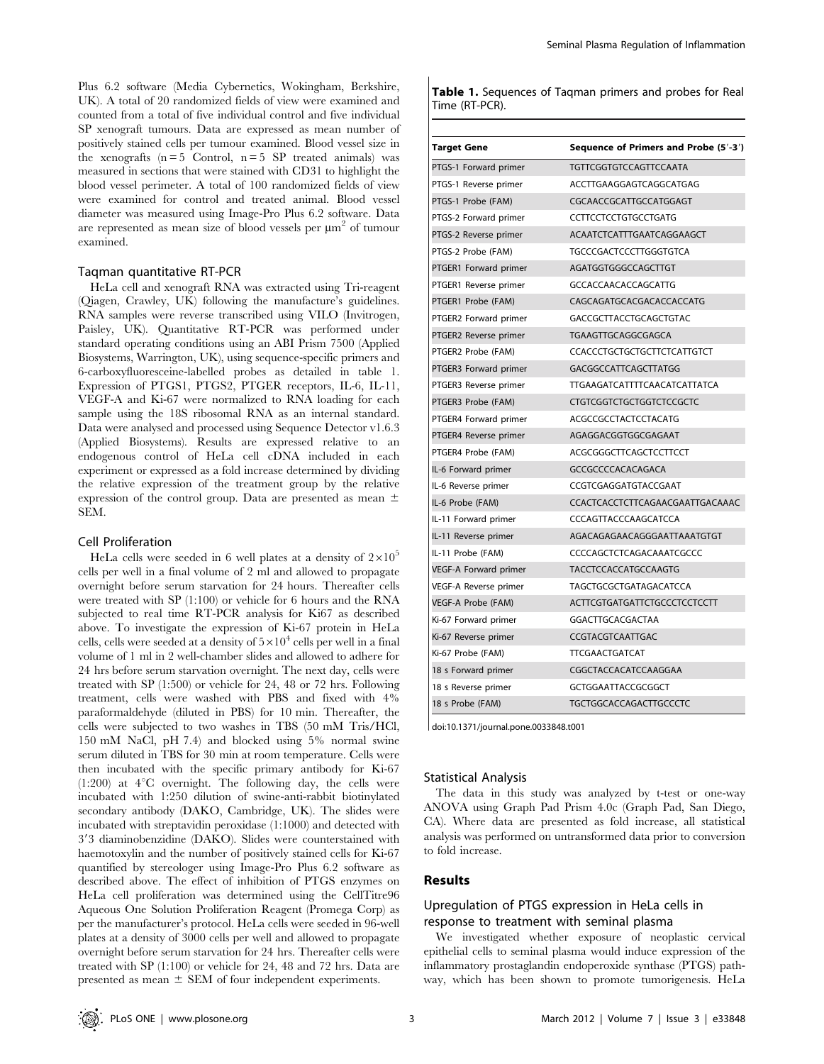Plus 6.2 software (Media Cybernetics, Wokingham, Berkshire, UK). A total of 20 randomized fields of view were examined and counted from a total of five individual control and five individual SP xenograft tumours. Data are expressed as mean number of positively stained cells per tumour examined. Blood vessel size in the xenografts (n = 5 Control, n = 5 SP treated animals) was measured in sections that were stained with CD31 to highlight the blood vessel perimeter. A total of 100 randomized fields of view were examined for control and treated animal. Blood vessel diameter was measured using Image-Pro Plus 6.2 software. Data are represented as mean size of blood vessels per $\mu m^2$ of tumour examined.

### Taqman quantitative RT-PCR

HeLa cell and xenograft RNA was extracted using Tri-reagent (Qiagen, Crawley, UK) following the manufacture's guidelines. RNA samples were reverse transcribed using VILO (Invitrogen, Paisley, UK). Quantitative RT-PCR was performed under standard operating conditions using an ABI Prism 7500 (Applied Biosystems, Warrington, UK), using sequence-specific primers and 6-carboxyfluoresceine-labelled probes as detailed in table 1. Expression of PTGS1, PTGS2, PTGER receptors, IL-6, IL-11, VEGF-A and Ki-67 were normalized to RNA loading for each sample using the 18S ribosomal RNA as an internal standard. Data were analysed and processed using Sequence Detector v1.6.3 (Applied Biosystems). Results are expressed relative to an endogenous control of HeLa cell cDNA included in each experiment or expressed as a fold increase determined by dividing the relative expression of the treatment group by the relative expression of the control group. Data are presented as mean ± SEM.

### Cell Proliferation

HeLa cells were seeded in 6 well plates at a density of $2\times10^5$ cells per well in a final volume of 2 ml and allowed to propagate overnight before serum starvation for 24 hours. Thereafter cells were treated with SP (1:100) or vehicle for 6 hours and the RNA subjected to real time RT-PCR analysis for Ki67 as described above. To investigate the expression of Ki-67 protein in HeLa cells, cells were seeded at a density of $5\times10^4$ cells per well in a final volume of 1 ml in 2 well-chamber slides and allowed to adhere for 24 hrs before serum starvation overnight. The next day, cells were treated with SP (1:500) or vehicle for 24, 48 or 72 hrs. Following treatment, cells were washed with PBS and fixed with 4% paraformaldehyde (diluted in PBS) for 10 min. Thereafter, the cells were subjected to two washes in TBS (50 mM Tris/HCl, 150 mM NaCl, pH 7.4) and blocked using 5% normal swine serum diluted in TBS for 30 min at room temperature. Cells were then incubated with the specific primary antibody for Ki-67 (1:200) at 4°C overnight. The following day, the cells were incubated with 1:250 dilution of swine-anti-rabbit biotinylated secondary antibody (DAKO, Cambridge, UK). The slides were incubated with streptavidin peroxidase (1:1000) and detected with 3′3 diaminobenzidine (DAKO). Slides were counterstained with haemotoxylin and the number of positively stained cells for Ki-67 quantified by stereologer using Image-Pro Plus 6.2 software as described above. The effect of inhibition of PTGS enzymes on HeLa cell proliferation was determined using the CellTitre96 Aqueous One Solution Proliferation Reagent (Promega Corp) as per the manufacturer's protocol. HeLa cells were seeded in 96-well plates at a density of 3000 cells per well and allowed to propagate overnight before serum starvation for 24 hrs. Thereafter cells were treated with SP (1:100) or vehicle for 24, 48 and 72 hrs. Data are presented as mean ± SEM of four independent experiments.

**Table 1.** Sequences of Taqman primers and probes for Real Time (RT-PCR).

| Target Gene | Sequence of Primers and Probe (5′-3′) |
|---|---|
| PTGS-1 Forward primer | TGTTCGGTGTCCAGTTCCAATA |
| PTGS-1 Reverse primer | ACCTTGAAGGAGTCAGGCATGAG |
| PTGS-1 Probe (FAM) | CGCAACCGCATTGCCATGGAGT |
| PTGS-2 Forward primer | CCTTCCTCCTGTGCCTGATG |
| PTGS-2 Reverse primer | ACAATCTCATTTGAATCAGGAAGCT |
| PTGS-2 Probe (FAM) | TGCCCGACTCCCTTGGGTGTCA |
| PTGER1 Forward primer | AGATGGTGGGCCAGCTTGT |
| PTGER1 Reverse primer | GCCACCAACACCAGCATTG |
| PTGER1 Probe (FAM) | CAGCAGATGCACGACACCACCATG |
| PTGER2 Forward primer | GACCGCTTACCTGCAGCTGTAC |
| PTGER2 Reverse primer | TGAAGTTGCAGGCGAGCA |
| PTGER2 Probe (FAM) | CCACCCTGCTGCTGCTTCTCATTGTCT |
| PTGER3 Forward primer | GACGGCCATTCAGCTTATGG |
| PTGER3 Reverse primer | TTGAAGATCATTTTCAACATCATTATCA |
| PTGER3 Probe (FAM) | CTGTCGGTCTGCTGGTCTCCGCTC |
| PTGER4 Forward primer | ACGCCGCCTACTCCTACATG |
| PTGER4 Reverse primer | AGAGGACGGTGGCGAGAAT |
| PTGER4 Probe (FAM) | ACGCGGGCTTCAGCTCCTTCCT |
| IL-6 Forward primer | GCCGCCCCACACAGACA |
| IL-6 Reverse primer | CCGTCGAGGATGTACCGAAT |
| IL-6 Probe (FAM) | CCACTCACCTCTTCAGAACGAATTGACAAAC |
| IL-11 Forward primer | CCCAGTTACCCAAGCATCCA |
| IL-11 Reverse primer | AGACAGAGAACAGGGAATTAAATGTGT |
| IL-11 Probe (FAM) | CCCCAGCTCTCAGACAAATCGCCC |
| VEGF-A Forward primer | TACCTCCACCATGCCAAGTG |
| VEGF-A Reverse primer | TAGCTGCGCTGATAGACATCCA |
| VEGF-A Probe (FAM) | ACTTCGTGATGATTCTGCCCTCCTCCTT |
| Ki-67 Forward primer | GGACTTGCACGACTAA |
| Ki-67 Reverse primer | CCGTACGTCAATTGAC |
| Ki-67 Probe (FAM) | TTCGAACTGATCAT |
| 18 s Forward primer | CGGCTACCACATCCAAGGAA |
| 18 s Reverse primer | GCTGGAATTACCGCGGCT |
| 18 s Probe (FAM) | TGCTGGCACCAGACTTGCCCTC |

doi:10.1371/journal.pone.0033848.t001

### Statistical Analysis

The data in this study was analyzed by t-test or one-way ANOVA using Graph Pad Prism 4.0c (Graph Pad, San Diego, CA). Where data are presented as fold increase, all statistical analysis was performed on untransformed data prior to conversion to fold increase.

## Results

### Upregulation of PTGS expression in HeLa cells in response to treatment with seminal plasma

We investigated whether exposure of neoplastic cervical epithelial cells to seminal plasma would induce expression of the inflammatory prostaglandin endoperoxide synthase (PTGS) pathway, which has been shown to promote tumorigenesis. HeLa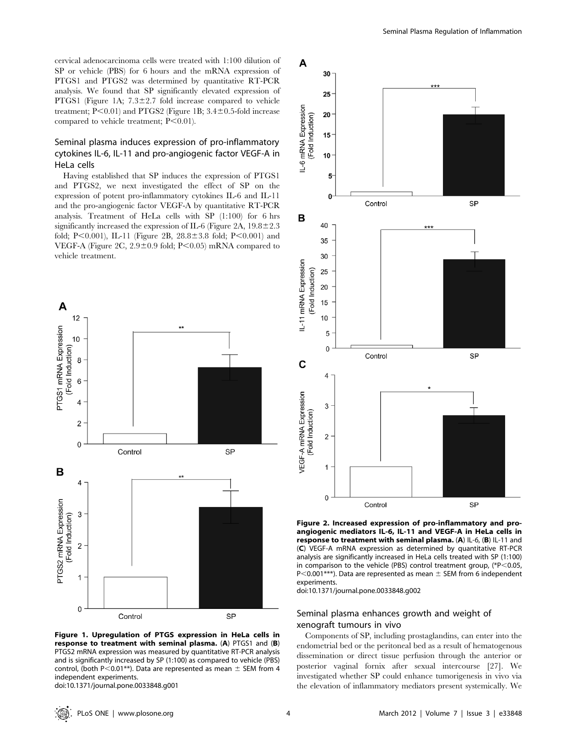cervical adenocarcinoma cells were treated with 1:100 dilution of SP or vehicle (PBS) for 6 hours and the mRNA expression of PTGS1 and PTGS2 was determined by quantitative RT-PCR analysis. We found that SP significantly elevated expression of PTGS1 (Figure 1A; 7.3±2.7 fold increase compared to vehicle treatment; $P<0.01$) and PTGS2 (Figure 1B; 3.4±0.5-fold increase compared to vehicle treatment; $P<0.01$).

### Seminal plasma induces expression of pro-inflammatory cytokines IL-6, IL-11 and pro-angiogenic factor VEGF-A in HeLa cells

Having established that SP induces the expression of PTGS1 and PTGS2, we next investigated the effect of SP on the expression of potent pro-inflammatory cytokines IL-6 and IL-11 and the pro-angiogenic factor VEGF-A by quantitative RT-PCR analysis. Treatment of HeLa cells with SP (1:100) for 6 hrs significantly increased the expression of IL-6 (Figure 2A, 19.8±2.3 fold; $P<0.001$), IL-11 (Figure 2B, 28.8±3.8 fold; $P<0.001$) and VEGF-A (Figure 2C, 2.9±0.9 fold; $P<0.05$) mRNA compared to vehicle treatment.

**Figure 1. Upregulation of PTGS expression in HeLa cells in response to treatment with seminal plasma.** (**A**) PTGS1 and (**B**) PTGS2 mRNA expression was measured by quantitative RT-PCR analysis and is significantly increased by SP (1:100) as compared to vehicle (PBS) control, (both P<0.01**). Data are represented as mean ± SEM from 4 independent experiments.
doi:10.1371/journal.pone.0033848.g001

**Figure 2. Increased expression of pro-inflammatory and pro-angiogenic mediators IL-6, IL-11 and VEGF-A in HeLa cells in response to treatment with seminal plasma.** (**A**) IL-6, (**B**) IL-11 and (**C**) VEGF-A mRNA expression as determined by quantitative RT-PCR analysis are significantly increased in HeLa cells treated with SP (1:100) in comparison to the vehicle (PBS) control treatment group, (*P<0.05, P<0.001***). Data are represented as mean ± SEM from 6 independent experiments.
doi:10.1371/journal.pone.0033848.g002

### Seminal plasma enhances growth and weight of xenograft tumours in vivo

Components of SP, including prostaglandins, can enter into the endometrial bed or the peritoneal bed as a result of hematogenous dissemination or direct tissue perfusion through the anterior or posterior vaginal fornix after sexual intercourse [27]. We investigated whether SP could enhance tumorigenesis in vivo via the elevation of inflammatory mediators present systemically. We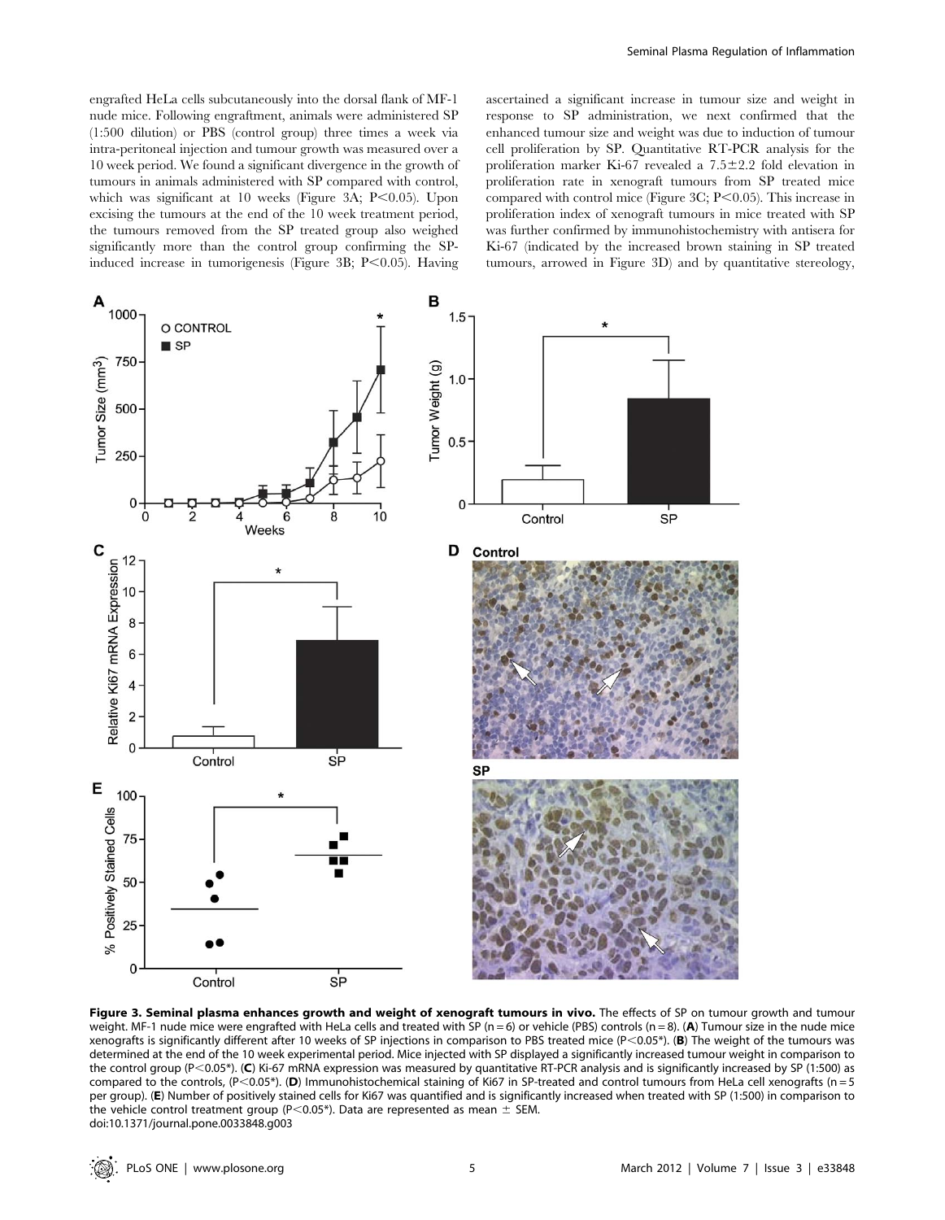engrafted HeLa cells subcutaneously into the dorsal flank of MF-1 nude mice. Following engraftment, animals were administered SP (1:500 dilution) or PBS (control group) three times a week via intra-peritoneal injection and tumour growth was measured over a 10 week period. We found a significant divergence in the growth of tumours in animals administered with SP compared with control, which was significant at 10 weeks (Figure 3A; $P<0.05$). Upon excising the tumours at the end of the 10 week treatment period, the tumours removed from the SP treated group also weighed significantly more than the control group confirming the SP-induced increase in tumorigenesis (Figure 3B; $P<0.05$). Having ascertained a significant increase in tumour size and weight in response to SP administration, we next confirmed that the enhanced tumour size and weight was due to induction of tumour cell proliferation by SP. Quantitative RT-PCR analysis for the proliferation marker Ki-67 revealed a $7.5\pm2.2$ fold elevation in proliferation rate in xenograft tumours from SP treated mice compared with control mice (Figure 3C; $P<0.05$). This increase in proliferation index of xenograft tumours in mice treated with SP was further confirmed by immunohistochemistry with antisera for Ki-67 (indicated by the increased brown staining in SP treated tumours, arrowed in Figure 3D) and by quantitative stereology,

**Figure 3. Seminal plasma enhances growth and weight of xenograft tumours in vivo.** The effects of SP on tumour growth and tumour weight. MF-1 nude mice were engrafted with HeLa cells and treated with SP (n = 6) or vehicle (PBS) controls (n = 8). (**A**) Tumour size in the nude mice xenografts is significantly different after 10 weeks of SP injections in comparison to PBS treated mice ($P<0.05$*). (**B**) The weight of the tumours was determined at the end of the 10 week experimental period. Mice injected with SP displayed a significantly increased tumour weight in comparison to the control group ($P<0.05$*). (**C**) Ki-67 mRNA expression was measured by quantitative RT-PCR analysis and is significantly increased by SP (1:500) as compared to the controls, ($P<0.05$*). (**D**) Immunohistochemical staining of Ki67 in SP-treated and control tumours from HeLa cell xenografts (n = 5 per group). (**E**) Number of positively stained cells for Ki67 was quantified and is significantly increased when treated with SP (1:500) in comparison to the vehicle control treatment group ($P<0.05$*). Data are represented as mean ± SEM.
doi:10.1371/journal.pone.0033848.g003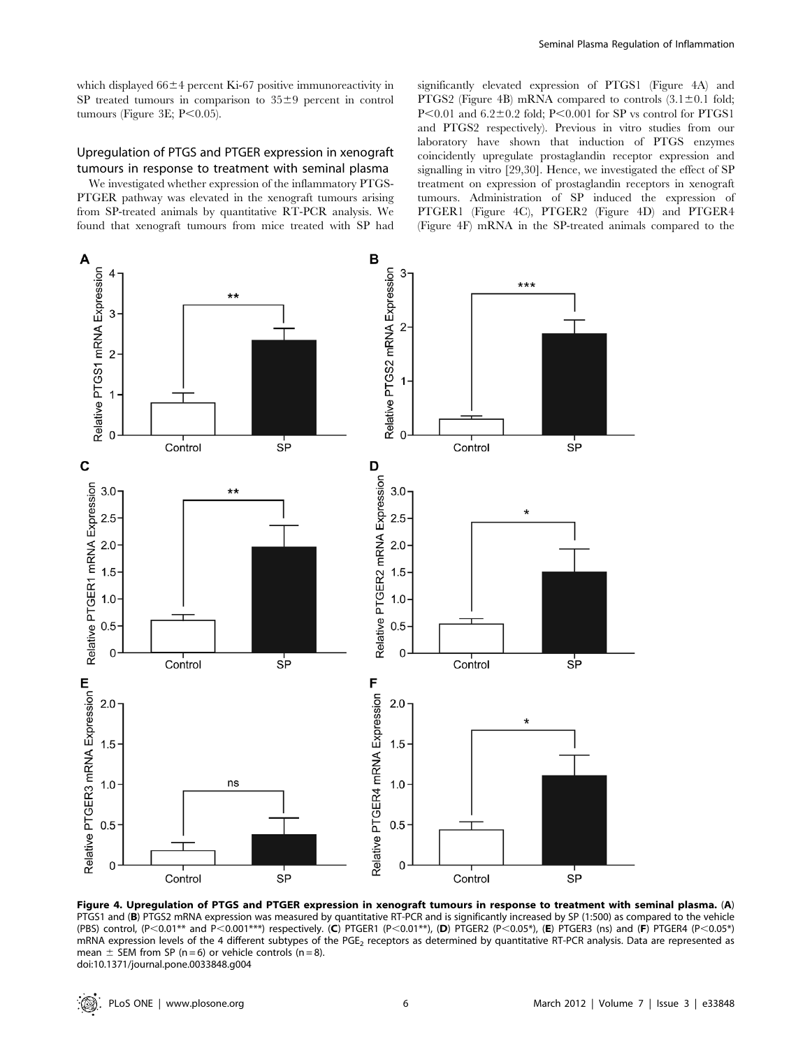which displayed 66±4 percent Ki-67 positive immunoreactivity in SP treated tumours in comparison to 35±9 percent in control tumours (Figure 3E; $P<0.05$).

## Upregulation of PTGS and PTGER expression in xenograft tumours in response to treatment with seminal plasma

We investigated whether expression of the inflammatory PTGS-PTGER pathway was elevated in the xenograft tumours arising from SP-treated animals by quantitative RT-PCR analysis. We found that xenograft tumours from mice treated with SP had significantly elevated expression of PTGS1 (Figure 4A) and PTGS2 (Figure 4B) mRNA compared to controls (3.1±0.1 fold; $P<0.01$ and 6.2±0.2 fold; $P<0.001$ for SP vs control for PTGS1 and PTGS2 respectively). Previous in vitro studies from our laboratory have shown that induction of PTGS enzymes coincidently upregulate prostaglandin receptor expression and signalling in vitro [29,30]. Hence, we investigated the effect of SP treatment on expression of prostaglandin receptors in xenograft tumours. Administration of SP induced the expression of PTGER1 (Figure 4C), PTGER2 (Figure 4D) and PTGER4 (Figure 4F) mRNA in the SP-treated animals compared to the

**Figure 4. Upregulation of PTGS and PTGER expression in xenograft tumours in response to treatment with seminal plasma.** (**A**) PTGS1 and (**B**) PTGS2 mRNA expression was measured by quantitative RT-PCR and is significantly increased by SP (1:500) as compared to the vehicle (PBS) control, ($P<0.01$** and $P<0.001$***) respectively. (**C**) PTGER1 ($P<0.01$**), (**D**) PTGER2 ($P<0.05$*), (**E**) PTGER3 (ns) and (**F**) PTGER4 ($P<0.05$*) mRNA expression levels of the 4 different subtypes of the $PGE_2$ receptors as determined by quantitative RT-PCR analysis. Data are represented as mean ± SEM from SP (n = 6) or vehicle controls (n = 8).
doi:10.1371/journal.pone.0033848.g004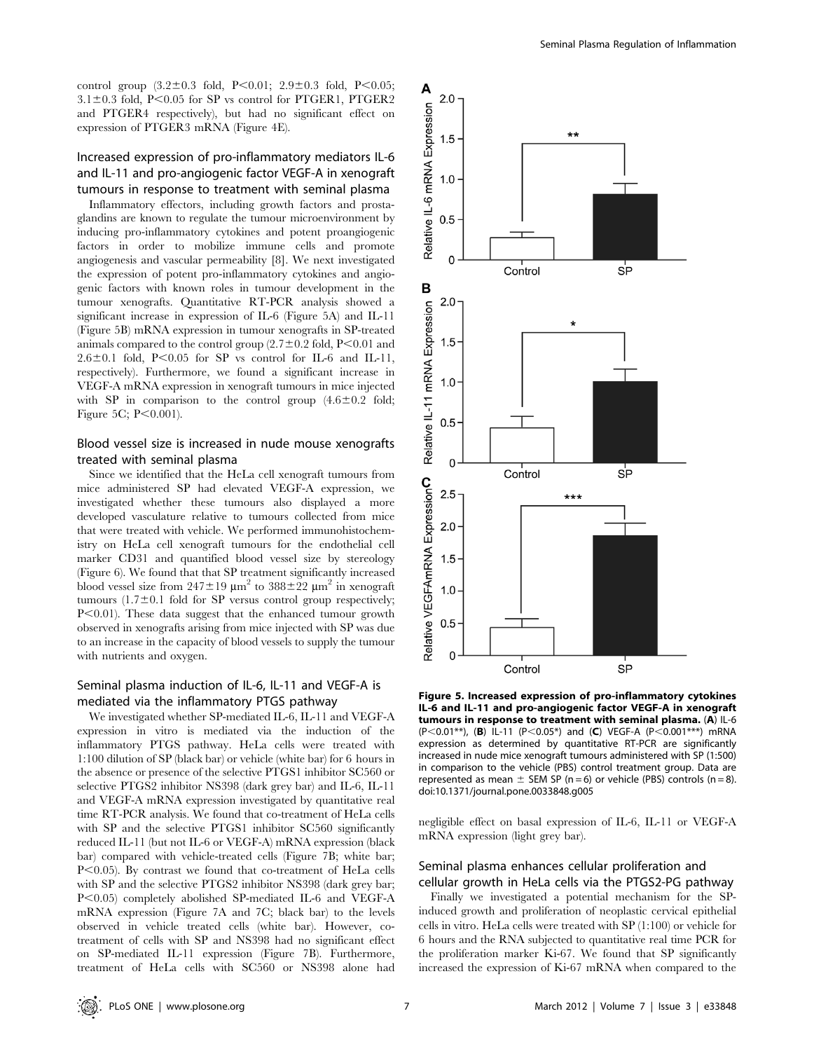control group (3.2±0.3 fold, P<0.01; 2.9±0.3 fold, P<0.05; 3.1±0.3 fold, P<0.05 for SP vs control for PTGER1, PTGER2 and PTGER4 respectively), but had no significant effect on expression of PTGER3 mRNA (Figure 4E).

## Increased expression of pro-inflammatory mediators IL-6 and IL-11 and pro-angiogenic factor VEGF-A in xenograft tumours in response to treatment with seminal plasma

Inflammatory effectors, including growth factors and prostaglandins are known to regulate the tumour microenvironment by inducing pro-inflammatory cytokines and potent proangiogenic factors in order to mobilize immune cells and promote angiogenesis and vascular permeability [8]. We next investigated the expression of potent pro-inflammatory cytokines and angiogenic factors with known roles in tumour development in the tumour xenografts. Quantitative RT-PCR analysis showed a significant increase in expression of IL-6 (Figure 5A) and IL-11 (Figure 5B) mRNA expression in tumour xenografts in SP-treated animals compared to the control group (2.7±0.2 fold, P<0.01 and 2.6±0.1 fold, P<0.05 for SP vs control for IL-6 and IL-11, respectively). Furthermore, we found a significant increase in VEGF-A mRNA expression in xenograft tumours in mice injected with SP in comparison to the control group (4.6±0.2 fold; Figure 5C; P<0.001).

## Blood vessel size is increased in nude mouse xenografts treated with seminal plasma

Since we identified that the HeLa cell xenograft tumours from mice administered SP had elevated VEGF-A expression, we investigated whether these tumours also displayed a more developed vasculature relative to tumours collected from mice that were treated with vehicle. We performed immunohistochemistry on HeLa cell xenograft tumours for the endothelial cell marker CD31 and quantified blood vessel size by stereology (Figure 6). We found that that SP treatment significantly increased blood vessel size from 247±19 $\mu m^2$ to 388±22 $\mu m^2$ in xenograft tumours (1.7±0.1 fold for SP versus control group respectively; P<0.01). These data suggest that the enhanced tumour growth observed in xenografts arising from mice injected with SP was due to an increase in the capacity of blood vessels to supply the tumour with nutrients and oxygen.

## Seminal plasma induction of IL-6, IL-11 and VEGF-A is mediated via the inflammatory PTGS pathway

We investigated whether SP-mediated IL-6, IL-11 and VEGF-A expression in vitro is mediated via the induction of the inflammatory PTGS pathway. HeLa cells were treated with 1:100 dilution of SP (black bar) or vehicle (white bar) for 6 hours in the absence or presence of the selective PTGS1 inhibitor SC560 or selective PTGS2 inhibitor NS398 (dark grey bar) and IL-6, IL-11 and VEGF-A mRNA expression investigated by quantitative real time RT-PCR analysis. We found that co-treatment of HeLa cells with SP and the selective PTGS1 inhibitor SC560 significantly reduced IL-11 (but not IL-6 or VEGF-A) mRNA expression (black bar) compared with vehicle-treated cells (Figure 7B; white bar; P<0.05). By contrast we found that co-treatment of HeLa cells with SP and the selective PTGS2 inhibitor NS398 (dark grey bar; P<0.05) completely abolished SP-mediated IL-6 and VEGF-A mRNA expression (Figure 7A and 7C; black bar) to the levels observed in vehicle treated cells (white bar). However, co-treatment of cells with SP and NS398 had no significant effect on SP-mediated IL-11 expression (Figure 7B). Furthermore, treatment of HeLa cells with SC560 or NS398 alone had negligible effect on basal expression of IL-6, IL-11 or VEGF-A mRNA expression (light grey bar).

**Figure 5. Increased expression of pro-inflammatory cytokines IL-6 and IL-11 and pro-angiogenic factor VEGF-A in xenograft tumours in response to treatment with seminal plasma.** (**A**) IL-6 (P<0.01**), (**B**) IL-11 (P<0.05*) and (**C**) VEGF-A (P<0.001***) mRNA expression as determined by quantitative RT-PCR are significantly increased in nude mice xenograft tumours administered with SP (1:500) in comparison to the vehicle (PBS) control treatment group. Data are represented as mean ± SEM SP (n = 6) or vehicle (PBS) controls (n = 8). doi:10.1371/journal.pone.0033848.g005

## Seminal plasma enhances cellular proliferation and cellular growth in HeLa cells via the PTGS2-PG pathway

Finally we investigated a potential mechanism for the SP-induced growth and proliferation of neoplastic cervical epithelial cells in vitro. HeLa cells were treated with SP (1:100) or vehicle for 6 hours and the RNA subjected to quantitative real time PCR for the proliferation marker Ki-67. We found that SP significantly increased the expression of Ki-67 mRNA when compared to the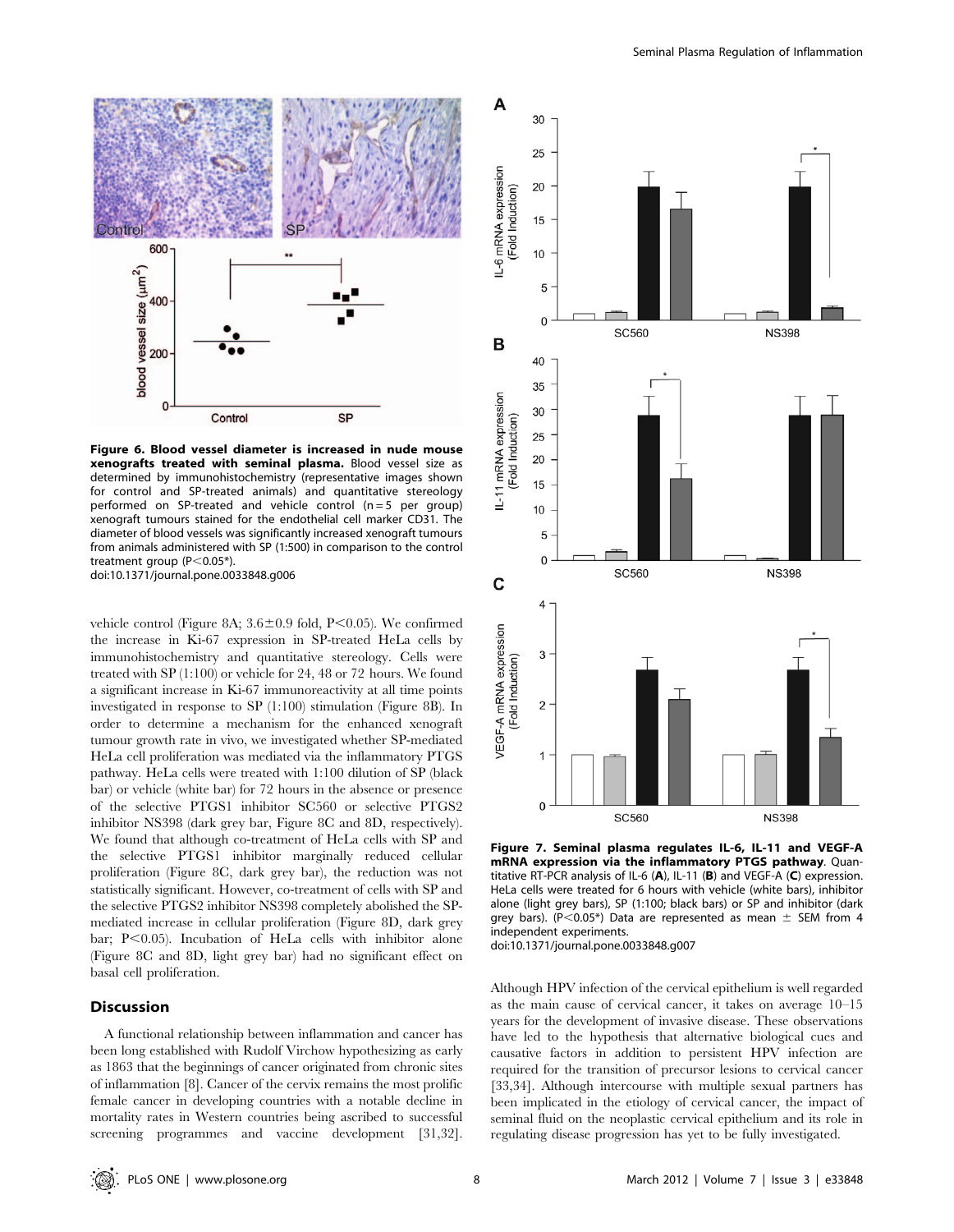Figure 6. Blood vessel diameter is increased in nude mouse xenografts treated with seminal plasma. Blood vessel size as determined by immunohistochemistry (representative images shown for control and SP-treated animals) and quantitative stereology performed on SP-treated and vehicle control (n = 5 per group) xenograft tumours stained for the endothelial cell marker CD31. The diameter of blood vessels was significantly increased xenograft tumours from animals administered with SP (1:500) in comparison to the control treatment group ($P<0.05$*).
doi:10.1371/journal.pone.0033848.g006

Figure 7. Seminal plasma regulates IL-6, IL-11 and VEGF-A mRNA expression via the inflammatory PTGS pathway. Quantitative RT-PCR analysis of IL-6 (A), IL-11 (B) and VEGF-A (C) expression. HeLa cells were treated for 6 hours with vehicle (white bars), inhibitor alone (light grey bars), SP (1:100; black bars) or SP and inhibitor (dark grey bars). ($P<0.05$*) Data are represented as mean ± SEM from 4 independent experiments.
doi:10.1371/journal.pone.0033848.g007

vehicle control (Figure 8A; 3.6±0.9 fold, $P<0.05$). We confirmed the increase in Ki-67 expression in SP-treated HeLa cells by immunohistochemistry and quantitative stereology. Cells were treated with SP (1:100) or vehicle for 24, 48 or 72 hours. We found a significant increase in Ki-67 immunoreactivity at all time points investigated in response to SP (1:100) stimulation (Figure 8B). In order to determine a mechanism for the enhanced xenograft tumour growth rate in vivo, we investigated whether SP-mediated HeLa cell proliferation was mediated via the inflammatory PTGS pathway. HeLa cells were treated with 1:100 dilution of SP (black bar) or vehicle (white bar) for 72 hours in the absence or presence of the selective PTGS1 inhibitor SC560 or selective PTGS2 inhibitor NS398 (dark grey bar, Figure 8C and 8D, respectively). We found that although co-treatment of HeLa cells with SP and the selective PTGS1 inhibitor marginally reduced cellular proliferation (Figure 8C, dark grey bar), the reduction was not statistically significant. However, co-treatment of cells with SP and the selective PTGS2 inhibitor NS398 completely abolished the SP-mediated increase in cellular proliferation (Figure 8D, dark grey bar; $P<0.05$). Incubation of HeLa cells with inhibitor alone (Figure 8C and 8D, light grey bar) had no significant effect on basal cell proliferation.

## Discussion

A functional relationship between inflammation and cancer has been long established with Rudolf Virchow hypothesizing as early as 1863 that the beginnings of cancer originated from chronic sites of inflammation [8]. Cancer of the cervix remains the most prolific female cancer in developing countries with a notable decline in mortality rates in Western countries being ascribed to successful screening programmes and vaccine development [31,32]. Although HPV infection of the cervical epithelium is well regarded as the main cause of cervical cancer, it takes on average 10–15 years for the development of invasive disease. These observations have led to the hypothesis that alternative biological cues and causative factors in addition to persistent HPV infection are required for the transition of precursor lesions to cervical cancer [33,34]. Although intercourse with multiple sexual partners has been implicated in the etiology of cervical cancer, the impact of seminal fluid on the neoplastic cervical epithelium and its role in regulating disease progression has yet to be fully investigated.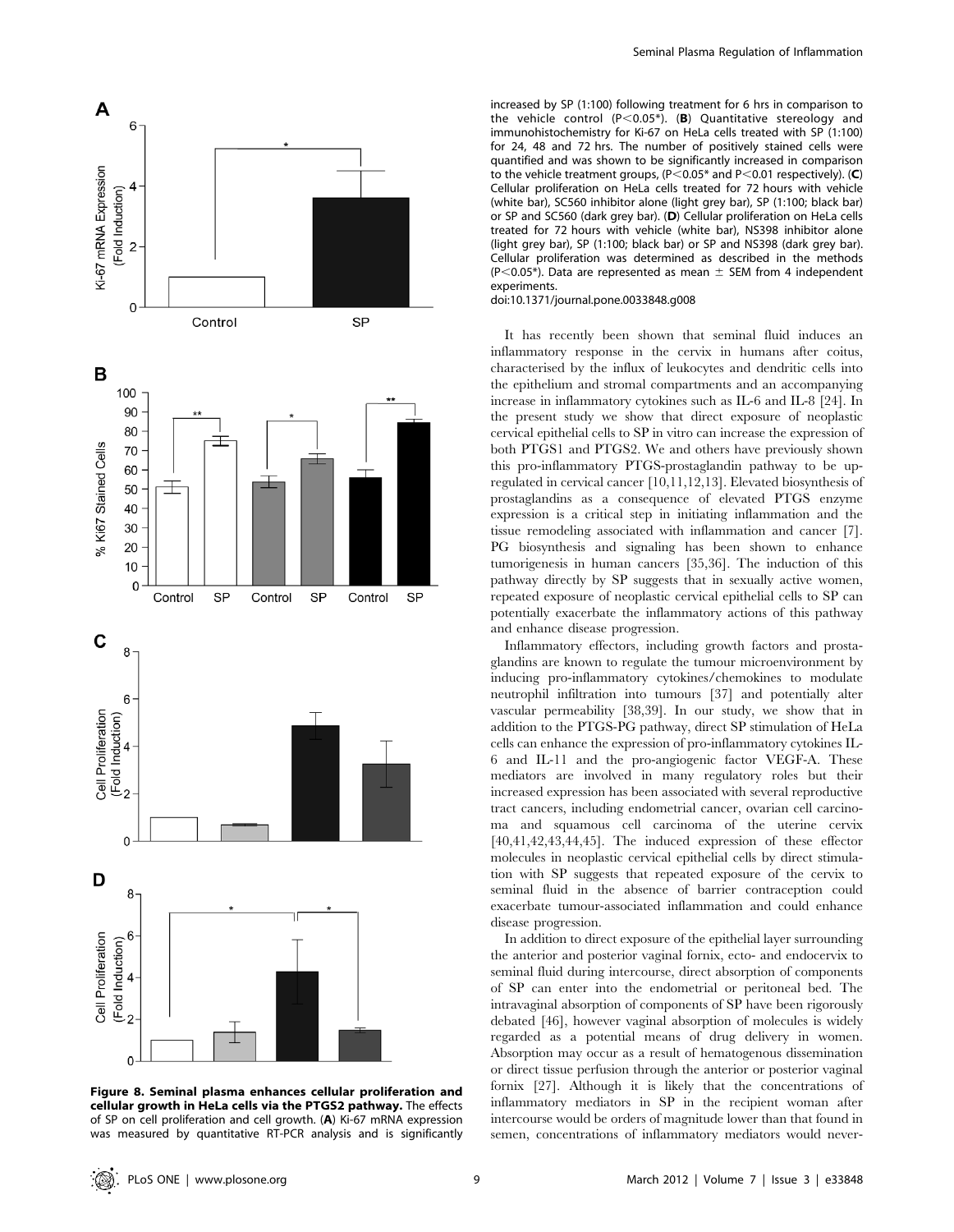**Figure 8. Seminal plasma enhances cellular proliferation and cellular growth in HeLa cells via the PTGS2 pathway.** The effects of SP on cell proliferation and cell growth. (**A**) Ki-67 mRNA expression was measured by quantitative RT-PCR analysis and is significantly increased by SP (1:100) following treatment for 6 hrs in comparison to the vehicle control ($P<0.05$*). (**B**) Quantitative stereology and immunohistochemistry for Ki-67 on HeLa cells treated with SP (1:100) for 24, 48 and 72 hrs. The number of positively stained cells were quantified and was shown to be significantly increased in comparison to the vehicle treatment groups, ($P<0.05$* and $P<0.01$ respectively). (**C**) Cellular proliferation on HeLa cells treated for 72 hours with vehicle (white bar), SC560 inhibitor alone (light grey bar), SP (1:100; black bar) or SP and SC560 (dark grey bar). (**D**) Cellular proliferation on HeLa cells treated for 72 hours with vehicle (white bar), NS398 inhibitor alone (light grey bar), SP (1:100; black bar) or SP and NS398 (dark grey bar). Cellular proliferation was determined as described in the methods ($P<0.05$*). Data are represented as mean ± SEM from 4 independent experiments.
doi:10.1371/journal.pone.0033848.g008

It has recently been shown that seminal fluid induces an inflammatory response in the cervix in humans after coitus, characterised by the influx of leukocytes and dendritic cells into the epithelium and stromal compartments and an accompanying increase in inflammatory cytokines such as IL-6 and IL-8 [24]. In the present study we show that direct exposure of neoplastic cervical epithelial cells to SP in vitro can increase the expression of both PTGS1 and PTGS2. We and others have previously shown this pro-inflammatory PTGS-prostaglandin pathway to be up-regulated in cervical cancer [10,11,12,13]. Elevated biosynthesis of prostaglandins as a consequence of elevated PTGS enzyme expression is a critical step in initiating inflammation and the tissue remodeling associated with inflammation and cancer [7]. PG biosynthesis and signaling has been shown to enhance tumorigenesis in human cancers [35,36]. The induction of this pathway directly by SP suggests that in sexually active women, repeated exposure of neoplastic cervical epithelial cells to SP can potentially exacerbate the inflammatory actions of this pathway and enhance disease progression.

Inflammatory effectors, including growth factors and prostaglandins are known to regulate the tumour microenvironment by inducing pro-inflammatory cytokines/chemokines to modulate neutrophil infiltration into tumours [37] and potentially alter vascular permeability [38,39]. In our study, we show that in addition to the PTGS-PG pathway, direct SP stimulation of HeLa cells can enhance the expression of pro-inflammatory cytokines IL-6 and IL-11 and the pro-angiogenic factor VEGF-A. These mediators are involved in many regulatory roles but their increased expression has been associated with several reproductive tract cancers, including endometrial cancer, ovarian cell carcinoma and squamous cell carcinoma of the uterine cervix [40,41,42,43,44,45]. The induced expression of these effector molecules in neoplastic cervical epithelial cells by direct stimulation with SP suggests that repeated exposure of the cervix to seminal fluid in the absence of barrier contraception could exacerbate tumour-associated inflammation and could enhance disease progression.

In addition to direct exposure of the epithelial layer surrounding the anterior and posterior vaginal fornix, ecto- and endocervix to seminal fluid during intercourse, direct absorption of components of SP can enter into the endometrial or peritoneal bed. The intravaginal absorption of components of SP have been rigorously debated [46], however vaginal absorption of molecules is widely regarded as a potential means of drug delivery in women. Absorption may occur as a result of hematogenous dissemination or direct tissue perfusion through the anterior or posterior vaginal fornix [27]. Although it is likely that the concentrations of inflammatory mediators in SP in the recipient woman after intercourse would be orders of magnitude lower than that found in semen, concentrations of inflammatory mediators would never-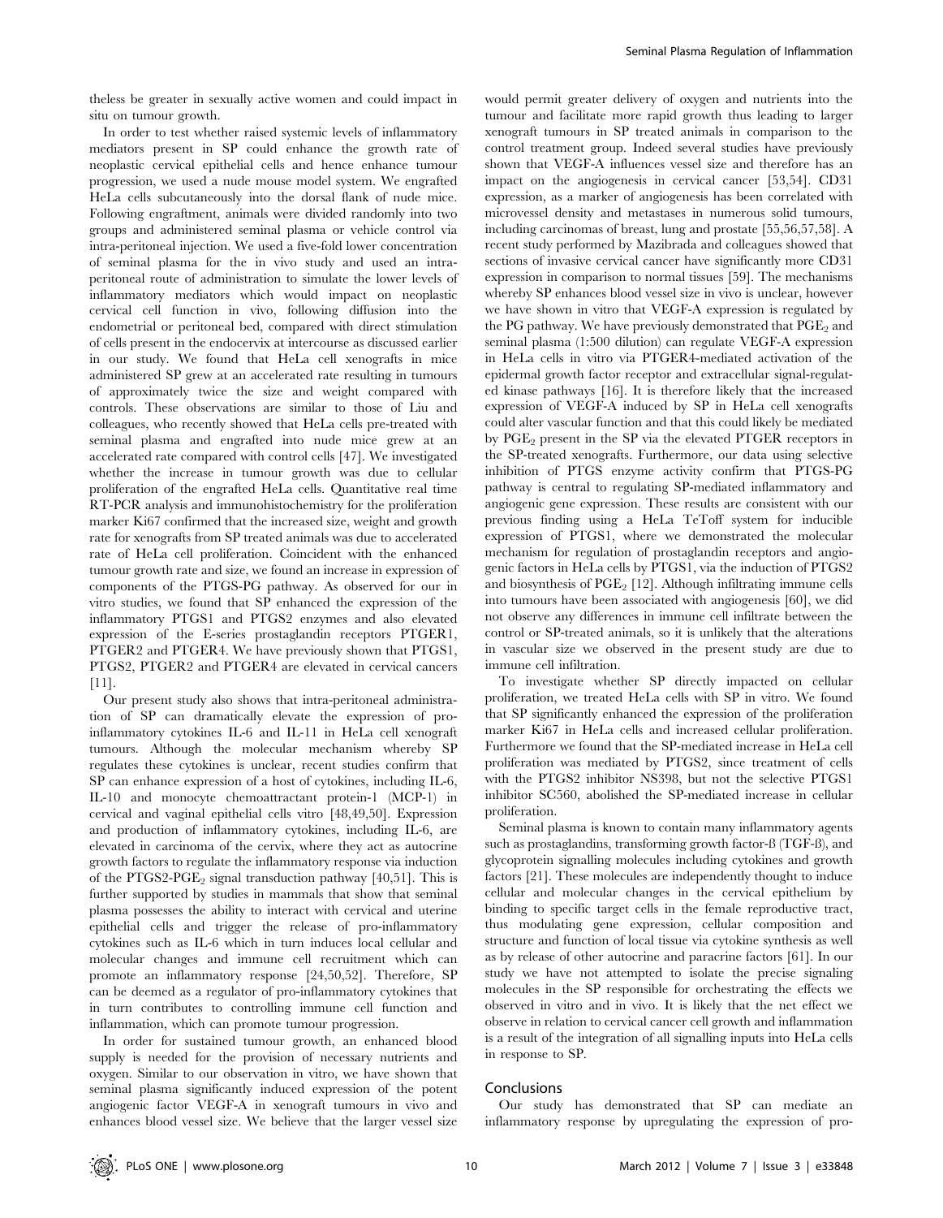theless be greater in sexually active women and could impact in situ on tumour growth.

In order to test whether raised systemic levels of inflammatory mediators present in SP could enhance the growth rate of neoplastic cervical epithelial cells and hence enhance tumour progression, we used a nude mouse model system. We engrafted HeLa cells subcutaneously into the dorsal flank of nude mice. Following engraftment, animals were divided randomly into two groups and administered seminal plasma or vehicle control via intra-peritoneal injection. We used a five-fold lower concentration of seminal plasma for the in vivo study and used an intra-peritoneal route of administration to simulate the lower levels of inflammatory mediators which would impact on neoplastic cervical cell function in vivo, following diffusion into the endometrial or peritoneal bed, compared with direct stimulation of cells present in the endocervix at intercourse as discussed earlier in our study. We found that HeLa cell xenografts in mice administered SP grew at an accelerated rate resulting in tumours of approximately twice the size and weight compared with controls. These observations are similar to those of Liu and colleagues, who recently showed that HeLa cells pre-treated with seminal plasma and engrafted into nude mice grew at an accelerated rate compared with control cells [47]. We investigated whether the increase in tumour growth was due to cellular proliferation of the engrafted HeLa cells. Quantitative real time RT-PCR analysis and immunohistochemistry for the proliferation marker Ki67 confirmed that the increased size, weight and growth rate for xenografts from SP treated animals was due to accelerated rate of HeLa cell proliferation. Coincident with the enhanced tumour growth rate and size, we found an increase in expression of components of the PTGS-PG pathway. As observed for our in vitro studies, we found that SP enhanced the expression of the inflammatory PTGS1 and PTGS2 enzymes and also elevated expression of the E-series prostaglandin receptors PTGER1, PTGER2 and PTGER4. We have previously shown that PTGS1, PTGS2, PTGER2 and PTGER4 are elevated in cervical cancers [11].

Our present study also shows that intra-peritoneal administration of SP can dramatically elevate the expression of pro-inflammatory cytokines IL-6 and IL-11 in HeLa cell xenograft tumours. Although the molecular mechanism whereby SP regulates these cytokines is unclear, recent studies confirm that SP can enhance expression of a host of cytokines, including IL-6, IL-10 and monocyte chemoattractant protein-1 (MCP-1) in cervical and vaginal epithelial cells vitro [48,49,50]. Expression and production of inflammatory cytokines, including IL-6, are elevated in carcinoma of the cervix, where they act as autocrine growth factors to regulate the inflammatory response via induction of the PTGS2-$PGE_2$ signal transduction pathway [40,51]. This is further supported by studies in mammals that show that seminal plasma possesses the ability to interact with cervical and uterine epithelial cells and trigger the release of pro-inflammatory cytokines such as IL-6 which in turn induces local cellular and molecular changes and immune cell recruitment which can promote an inflammatory response [24,50,52]. Therefore, SP can be deemed as a regulator of pro-inflammatory cytokines that in turn contributes to controlling immune cell function and inflammation, which can promote tumour progression.

In order for sustained tumour growth, an enhanced blood supply is needed for the provision of necessary nutrients and oxygen. Similar to our observation in vitro, we have shown that seminal plasma significantly induced expression of the potent angiogenic factor VEGF-A in xenograft tumours in vivo and enhances blood vessel size. We believe that the larger vessel size would permit greater delivery of oxygen and nutrients into the tumour and facilitate more rapid growth thus leading to larger xenograft tumours in SP treated animals in comparison to the control treatment group. Indeed several studies have previously shown that VEGF-A influences vessel size and therefore has an impact on the angiogenesis in cervical cancer [53,54]. CD31 expression, as a marker of angiogenesis has been correlated with microvessel density and metastases in numerous solid tumours, including carcinomas of breast, lung and prostate [55,56,57,58]. A recent study performed by Mazibrada and colleagues showed that sections of invasive cervical cancer have significantly more CD31 expression in comparison to normal tissues [59]. The mechanisms whereby SP enhances blood vessel size in vivo is unclear, however we have shown in vitro that VEGF-A expression is regulated by the PG pathway. We have previously demonstrated that $PGE_2$ and seminal plasma (1:500 dilution) can regulate VEGF-A expression in HeLa cells in vitro via PTGER4-mediated activation of the epidermal growth factor receptor and extracellular signal-regulated kinase pathways [16]. It is therefore likely that the increased expression of VEGF-A induced by SP in HeLa cell xenografts could alter vascular function and that this could likely be mediated by $PGE_2$ present in the SP via the elevated PTGER receptors in the SP-treated xenografts. Furthermore, our data using selective inhibition of PTGS enzyme activity confirm that PTGS-PG pathway is central to regulating SP-mediated inflammatory and angiogenic gene expression. These results are consistent with our previous finding using a HeLa TeToff system for inducible expression of PTGS1, where we demonstrated the molecular mechanism for regulation of prostaglandin receptors and angiogenic factors in HeLa cells by PTGS1, via the induction of PTGS2 and biosynthesis of $PGE_2$ [12]. Although infiltrating immune cells into tumours have been associated with angiogenesis [60], we did not observe any differences in immune cell infiltrate between the control or SP-treated animals, so it is unlikely that the alterations in vascular size we observed in the present study are due to immune cell infiltration.

To investigate whether SP directly impacted on cellular proliferation, we treated HeLa cells with SP in vitro. We found that SP significantly enhanced the expression of the proliferation marker Ki67 in HeLa cells and increased cellular proliferation. Furthermore we found that the SP-mediated increase in HeLa cell proliferation was mediated by PTGS2, since treatment of cells with the PTGS2 inhibitor NS398, but not the selective PTGS1 inhibitor SC560, abolished the SP-mediated increase in cellular proliferation.

Seminal plasma is known to contain many inflammatory agents such as prostaglandins, transforming growth factor-ß (TGF-ß), and glycoprotein signalling molecules including cytokines and growth factors [21]. These molecules are independently thought to induce cellular and molecular changes in the cervical epithelium by binding to specific target cells in the female reproductive tract, thus modulating gene expression, cellular composition and structure and function of local tissue via cytokine synthesis as well as by release of other autocrine and paracrine factors [61]. In our study we have not attempted to isolate the precise signaling molecules in the SP responsible for orchestrating the effects we observed in vitro and in vivo. It is likely that the net effect we observe in relation to cervical cancer cell growth and inflammation is a result of the integration of all signalling inputs into HeLa cells in response to SP.

## Conclusions

Our study has demonstrated that SP can mediate an inflammatory response by upregulating the expression of pro-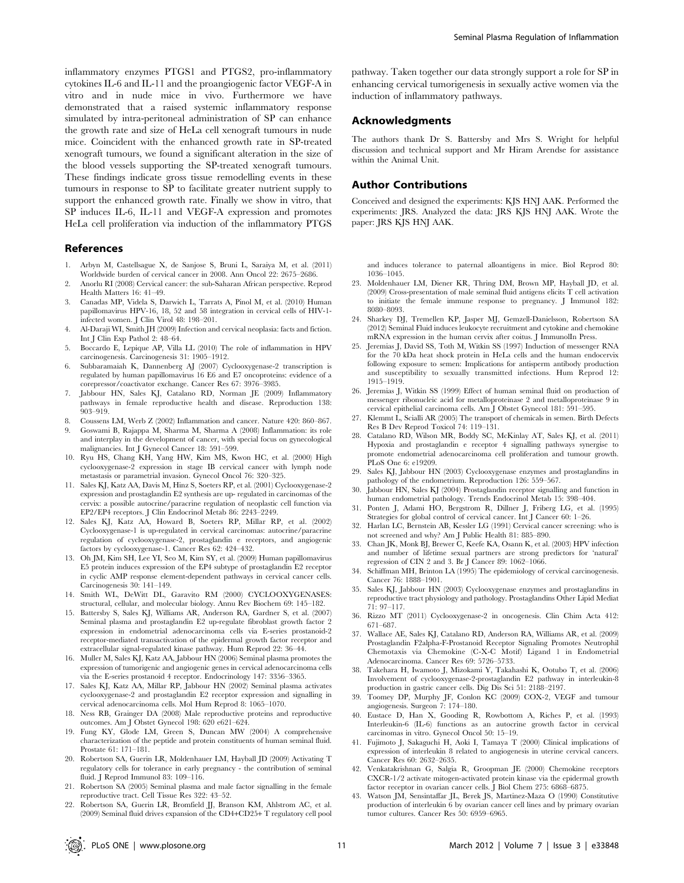inflammatory enzymes PTGS1 and PTGS2, pro-inflammatory cytokines IL-6 and IL-11 and the proangiogenic factor VEGF-A in vitro and in nude mice in vivo. Furthermore we have demonstrated that a raised systemic inflammatory response simulated by intra-peritoneal administration of SP can enhance the growth rate and size of HeLa cell xenograft tumours in nude mice. Coincident with the enhanced growth rate in SP-treated xenograft tumours, we found a significant alteration in the size of the blood vessels supporting the SP-treated xenograft tumours. These findings indicate gross tissue remodelling events in these tumours in response to SP to facilitate greater nutrient supply to support the enhanced growth rate. Finally we show in vitro, that SP induces IL-6, IL-11 and VEGF-A expression and promotes HeLa cell proliferation via induction of the inflammatory PTGS pathway. Taken together our data strongly support a role for SP in enhancing cervical tumorigenesis in sexually active women via the induction of inflammatory pathways.

## Acknowledgments

The authors thank Dr S. Battersby and Mrs S. Wright for helpful discussion and technical support and Mr Hiram Arendse for assistance within the Animal Unit.

## Author Contributions

Conceived and designed the experiments: KJS HNJ AAK. Performed the experiments: JRS. Analyzed the data: JRS KJS HNJ AAK. Wrote the paper: JRS KJS HNJ AAK.

## References

1. Arbyn M, Castellsague X, de Sanjose S, Bruni L, Saraiya M, et al. (2011) Worldwide burden of cervical cancer in 2008. Ann Oncol 22: 2675–2686.
2. Anorlu RI (2008) Cervical cancer: the sub-Saharan African perspective. Reprod Health Matters 16: 41–49.
3. Canadas MP, Videla S, Darwich L, Tarrats A, Pinol M, et al. (2010) Human papillomavirus HPV-16, 18, 52 and 58 integration in cervical cells of HIV-1-infected women. J Clin Virol 48: 198–201.
4. Al-Daraji WI, Smith JH (2009) Infection and cervical neoplasia: facts and fiction. Int J Clin Exp Pathol 2: 48–64.
5. Boccardo E, Lepique AP, Villa LL (2010) The role of inflammation in HPV carcinogenesis. Carcinogenesis 31: 1905–1912.
6. Subbaramaiah K, Dannenberg AJ (2007) Cyclooxygenase-2 transcription is regulated by human papillomavirus 16 E6 and E7 oncoproteins: evidence of a corepressor/coactivator exchange. Cancer Res 67: 3976–3985.
7. Jabbour HN, Sales KJ, Catalano RD, Norman JE (2009) Inflammatory pathways in female reproductive health and disease. Reproduction 138: 903–919.
8. Coussens LM, Werb Z (2002) Inflammation and cancer. Nature 420: 860–867.
9. Goswami B, Rajappa M, Sharma M, Sharma A (2008) Inflammation: its role and interplay in the development of cancer, with special focus on gynecological malignancies. Int J Gynecol Cancer 18: 591–599.
10. Ryu HS, Chang KH, Yang HW, Kim MS, Kwon HC, et al. (2000) High cyclooxygenase-2 expression in stage IB cervical cancer with lymph node metastasis or parametrial invasion. Gynecol Oncol 76: 320–325.
11. Sales KJ, Katz AA, Davis M, Hinz S, Soeters RP, et al. (2001) Cyclooxygenase-2 expression and prostaglandin E2 synthesis are up- regulated in carcinomas of the cervix: a possible autocrine/paracrine regulation of neoplastic cell function via EP2/EP4 receptors. J Clin Endocrinol Metab 86: 2243–2249.
12. Sales KJ, Katz AA, Howard B, Soeters RP, Millar RP, et al. (2002) Cyclooxygenase-1 is up-regulated in cervical carcinomas: autocrine/paracrine regulation of cyclooxygenase-2, prostaglandin e receptors, and angiogenic factors by cyclooxygenase-1. Cancer Res 62: 424–432.
13. Oh JM, Kim SH, Lee YI, Seo M, Kim SY, et al. (2009) Human papillomavirus E5 protein induces expression of the EP4 subtype of prostaglandin E2 receptor in cyclic AMP response element-dependent pathways in cervical cancer cells. Carcinogenesis 30: 141–149.
14. Smith WL, DeWitt DL, Garavito RM (2000) CYCLOOXYGENASES: structural, cellular, and molecular biology. Annu Rev Biochem 69: 145–182.
15. Battersby S, Sales KJ, Williams AR, Anderson RA, Gardner S, et al. (2007) Seminal plasma and prostaglandin E2 up-regulate fibroblast growth factor 2 expression in endometrial adenocarcinoma cells via E-series prostanoid-2 receptor-mediated transactivation of the epidermal growth factor receptor and extracellular signal-regulated kinase pathway. Hum Reprod 22: 36–44.
16. Muller M, Sales KJ, Katz AA, Jabbour HN (2006) Seminal plasma promotes the expression of tumorigenic and angiogenic genes in cervical adenocarcinoma cells via the E-series prostanoid 4 receptor. Endocrinology 147: 3356–3365.
17. Sales KJ, Katz AA, Millar RP, Jabbour HN (2002) Seminal plasma activates cyclooxygenase-2 and prostaglandin E2 receptor expression and signalling in cervical adenocarcinoma cells. Mol Hum Reprod 8: 1065–1070.
18. Ness RB, Grainger DA (2008) Male reproductive proteins and reproductive outcomes. Am J Obstet Gynecol 198: 620 e621–624.
19. Fung KY, Glode LM, Green S, Duncan MW (2004) A comprehensive characterization of the peptide and protein constituents of human seminal fluid. Prostate 61: 171–181.
20. Robertson SA, Guerin LR, Moldenhauer LM, Hayball JD (2009) Activating T regulatory cells for tolerance in early pregnancy - the contribution of seminal fluid. J Reprod Immunol 83: 109–116.
21. Robertson SA (2005) Seminal plasma and male factor signalling in the female reproductive tract. Cell Tissue Res 322: 43–52.
22. Robertson SA, Guerin LR, Bromfield JJ, Branson KM, Ahlstrom AC, et al. (2009) Seminal fluid drives expansion of the CD4+CD25+ T regulatory cell pool and induces tolerance to paternal alloantigens in mice. Biol Reprod 80: 1036–1045.
23. Moldenhauer LM, Diener KR, Thring DM, Brown MP, Hayball JD, et al. (2009) Cross-presentation of male seminal fluid antigens elicits T cell activation to initiate the female immune response to pregnancy. J Immunol 182: 8080–8093.
24. Sharkey DJ, Tremellen KP, Jasper MJ, Gemzell-Danielsson, Robertson SA (2012) Seminal Fluid induces leukocyte recruitment and cytokine and chemokine mRNA expression in the human cervix after coitus. J ImmunolIn Press.
25. Jeremias J, David SS, Toth M, Witkin SS (1997) Induction of messenger RNA for the 70 kDa heat shock protein in HeLa cells and the human endocervix following exposure to semen: Implications for antisperm antibody production and susceptibility to sexually transmitted infections. Hum Reprod 12: 1915–1919.
26. Jeremias J, Witkin SS (1999) Effect of human seminal fluid on production of messenger ribonucleic acid for metalloproteinase 2 and metalloproteinase 9 in cervical epithelial carcinoma cells. Am J Obstet Gynecol 181: 591–595.
27. Klemmt L, Scialli AR (2005) The transport of chemicals in semen. Birth Defects Res B Dev Reprod Toxicol 74: 119–131.
28. Catalano RD, Wilson MR, Boddy SC, McKinlay AT, Sales KJ, et al. (2011) Hypoxia and prostaglandin e receptor 4 signalling pathways synergise to promote endometrial adenocarcinoma cell proliferation and tumour growth. PLoS One 6: e19209.
29. Sales KJ, Jabbour HN (2003) Cyclooxygenase enzymes and prostaglandins in pathology of the endometrium. Reproduction 126: 559–567.
30. Jabbour HN, Sales KJ (2004) Prostaglandin receptor signalling and function in human endometrial pathology. Trends Endocrinol Metab 15: 398–404.
31. Ponten J, Adami HO, Bergstrom R, Dillner J, Friberg LG, et al. (1995) Strategies for global control of cervical cancer. Int J Cancer 60: 1–26.
32. Harlan LC, Bernstein AB, Kessler LG (1991) Cervical cancer screening: who is not screened and why? Am J Public Health 81: 885–890.
33. Chan JK, Monk BJ, Brewer C, Keefe KA, Osann K, et al. (2003) HPV infection and number of lifetime sexual partners are strong predictors for 'natural' regression of CIN 2 and 3. Br J Cancer 89: 1062–1066.
34. Schiffman MH, Brinton LA (1995) The epidemiology of cervical carcinogenesis. Cancer 76: 1888–1901.
35. Sales KJ, Jabbour HN (2003) Cyclooxygenase enzymes and prostaglandins in reproductive tract physiology and pathology. Prostaglandins Other Lipid Mediat 71: 97–117.
36. Rizzo MT (2011) Cyclooxygenase-2 in oncogenesis. Clin Chim Acta 412: 671–687.
37. Wallace AE, Sales KJ, Catalano RD, Anderson RA, Williams AR, et al. (2009) Prostaglandin F2alpha-F-Prostanoid Receptor Signaling Promotes Neutrophil Chemotaxis via Chemokine (C-X-C Motif) Ligand 1 in Endometrial Adenocarcinoma. Cancer Res 69: 5726–5733.
38. Takehara H, Iwamoto J, Mizokami Y, Takahashi K, Ootubo T, et al. (2006) Involvement of cyclooxygenase-2-prostaglandin E2 pathway in interleukin-8 production in gastric cancer cells. Dig Dis Sci 51: 2188–2197.
39. Toomey DP, Murphy JF, Conlon KC (2009) COX-2, VEGF and tumour angiogenesis. Surgeon 7: 174–180.
40. Eustace D, Han X, Gooding R, Rowbottom A, Riches P, et al. (1993) Interleukin-6 (IL-6) functions as an autocrine growth factor in cervical carcinomas in vitro. Gynecol Oncol 50: 15–19.
41. Fujimoto J, Sakaguchi H, Aoki I, Tamaya T (2000) Clinical implications of expression of interleukin 8 related to angiogenesis in uterine cervical cancers. Cancer Res 60: 2632–2635.
42. Venkatakrishnan G, Salgia R, Groopman JE (2000) Chemokine receptors CXCR-1/2 activate mitogen-activated protein kinase via the epidermal growth factor receptor in ovarian cancer cells. J Biol Chem 275: 6868–6875.
43. Watson JM, Sensintaffar JL, Berek JS, Martinez-Maza O (1990) Constitutive production of interleukin 6 by ovarian cancer cell lines and by primary ovarian tumor cultures. Cancer Res 50: 6959–6965.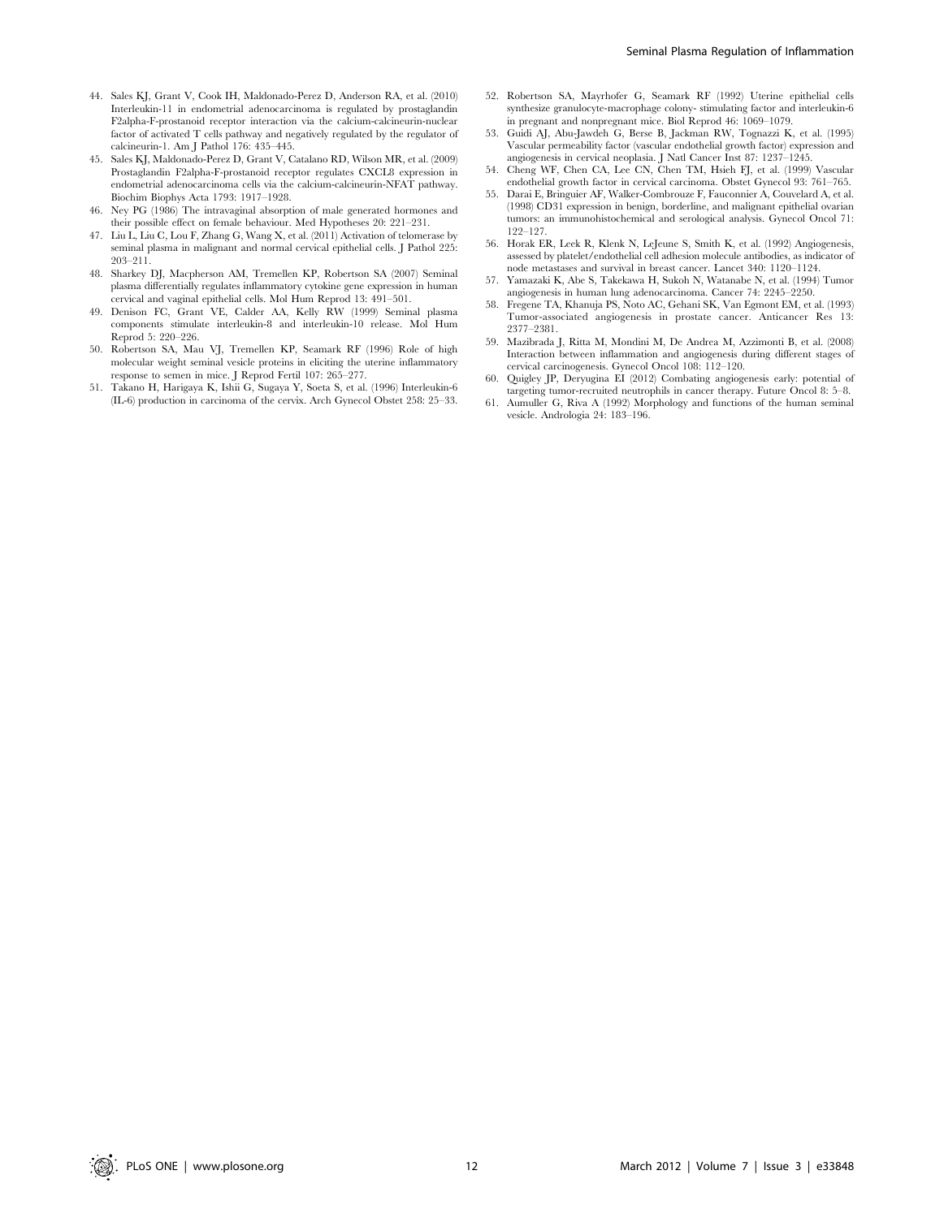44. Sales KJ, Grant V, Cook IH, Maldonado-Perez D, Anderson RA, et al. (2010) Interleukin-11 in endometrial adenocarcinoma is regulated by prostaglandin F2alpha-F-prostanoid receptor interaction via the calcium-calcineurin-nuclear factor of activated T cells pathway and negatively regulated by the regulator of calcineurin-1. Am J Pathol 176: 435–445.
45. Sales KJ, Maldonado-Perez D, Grant V, Catalano RD, Wilson MR, et al. (2009) Prostaglandin F2alpha-F-prostanoid receptor regulates CXCL8 expression in endometrial adenocarcinoma cells via the calcium-calcineurin-NFAT pathway. Biochim Biophys Acta 1793: 1917–1928.
46. Ney PG (1986) The intravaginal absorption of male generated hormones and their possible effect on female behaviour. Med Hypotheses 20: 221–231.
47. Liu L, Liu C, Lou F, Zhang G, Wang X, et al. (2011) Activation of telomerase by seminal plasma in malignant and normal cervical epithelial cells. J Pathol 225: 203–211.
48. Sharkey DJ, Macpherson AM, Tremellen KP, Robertson SA (2007) Seminal plasma differentially regulates inflammatory cytokine gene expression in human cervical and vaginal epithelial cells. Mol Hum Reprod 13: 491–501.
49. Denison FC, Grant VE, Calder AA, Kelly RW (1999) Seminal plasma components stimulate interleukin-8 and interleukin-10 release. Mol Hum Reprod 5: 220–226.
50. Robertson SA, Mau VJ, Tremellen KP, Seamark RF (1996) Role of high molecular weight seminal vesicle proteins in eliciting the uterine inflammatory response to semen in mice. J Reprod Fertil 107: 265–277.
51. Takano H, Harigaya K, Ishii G, Sugaya Y, Soeta S, et al. (1996) Interleukin-6 (IL-6) production in carcinoma of the cervix. Arch Gynecol Obstet 258: 25–33.
52. Robertson SA, Mayrhofer G, Seamark RF (1992) Uterine epithelial cells synthesize granulocyte-macrophage colony- stimulating factor and interleukin-6 in pregnant and nonpregnant mice. Biol Reprod 46: 1069–1079.
53. Guidi AJ, Abu-Jawdeh G, Berse B, Jackman RW, Tognazzi K, et al. (1995) Vascular permeability factor (vascular endothelial growth factor) expression and angiogenesis in cervical neoplasia. J Natl Cancer Inst 87: 1237–1245.
54. Cheng WF, Chen CA, Lee CN, Chen TM, Hsieh FJ, et al. (1999) Vascular endothelial growth factor in cervical carcinoma. Obstet Gynecol 93: 761–765.
55. Darai E, Bringuier AF, Walker-Combrouze F, Fauconnier A, Couvelard A, et al. (1998) CD31 expression in benign, borderline, and malignant epithelial ovarian tumors: an immunohistochemical and serological analysis. Gynecol Oncol 71: 122–127.
56. Horak ER, Leek R, Klenk N, LeJeune S, Smith K, et al. (1992) Angiogenesis, assessed by platelet/endothelial cell adhesion molecule antibodies, as indicator of node metastases and survival in breast cancer. Lancet 340: 1120–1124.
57. Yamazaki K, Abe S, Takekawa H, Sukoh N, Watanabe N, et al. (1994) Tumor angiogenesis in human lung adenocarcinoma. Cancer 74: 2245–2250.
58. Fregene TA, Khanuja PS, Noto AC, Gehani SK, Van Egmont EM, et al. (1993) Tumor-associated angiogenesis in prostate cancer. Anticancer Res 13: 2377–2381.
59. Mazibrada J, Ritta M, Mondini M, De Andrea M, Azzimonti B, et al. (2008) Interaction between inflammation and angiogenesis during different stages of cervical carcinogenesis. Gynecol Oncol 108: 112–120.
60. Quigley JP, Deryugina EI (2012) Combating angiogenesis early: potential of targeting tumor-recruited neutrophils in cancer therapy. Future Oncol 8: 5–8.
61. Aumuller G, Riva A (1992) Morphology and functions of the human seminal vesicle. Andrologia 24: 183–196.